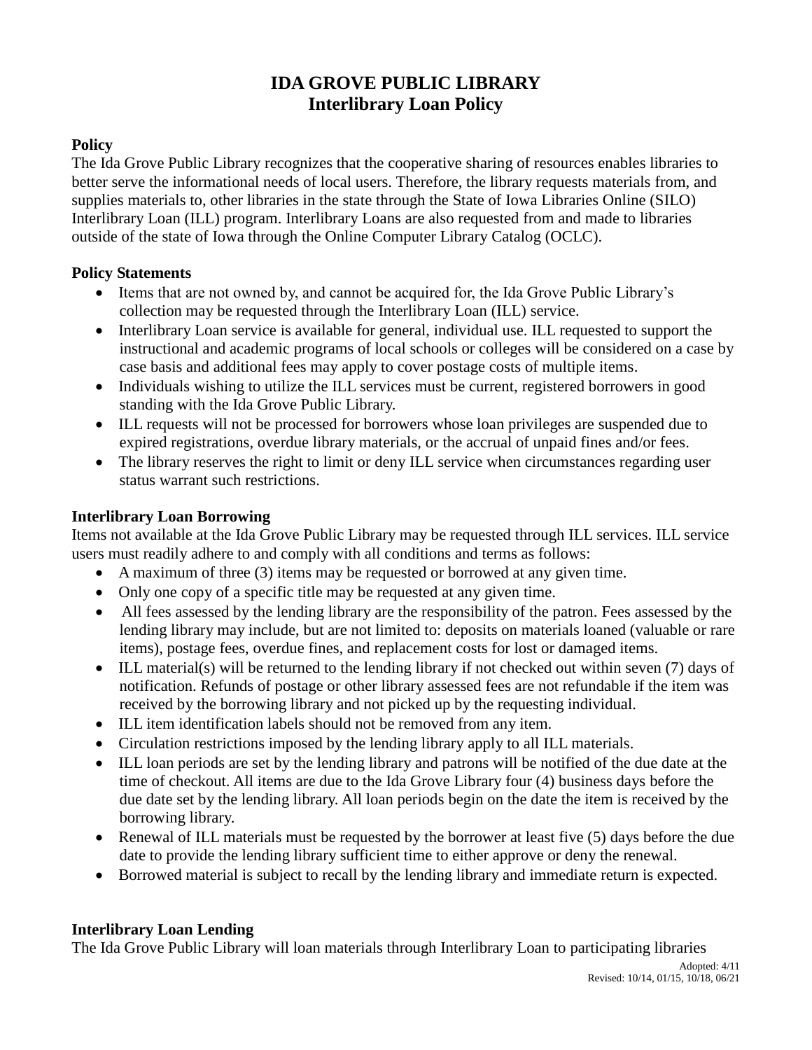# IDA GROVE PUBLIC LIBRARY
## Interlibrary Loan Policy

### Policy

The Ida Grove Public Library recognizes that the cooperative sharing of resources enables libraries to better serve the informational needs of local users. Therefore, the library requests materials from, and supplies materials to, other libraries in the state through the State of Iowa Libraries Online (SILO) Interlibrary Loan (ILL) program. Interlibrary Loans are also requested from and made to libraries outside of the state of Iowa through the Online Computer Library Catalog (OCLC).

### Policy Statements

- Items that are not owned by, and cannot be acquired for, the Ida Grove Public Library's collection may be requested through the Interlibrary Loan (ILL) service.
- Interlibrary Loan service is available for general, individual use. ILL requested to support the instructional and academic programs of local schools or colleges will be considered on a case by case basis and additional fees may apply to cover postage costs of multiple items.
- Individuals wishing to utilize the ILL services must be current, registered borrowers in good standing with the Ida Grove Public Library.
- ILL requests will not be processed for borrowers whose loan privileges are suspended due to expired registrations, overdue library materials, or the accrual of unpaid fines and/or fees.
- The library reserves the right to limit or deny ILL service when circumstances regarding user status warrant such restrictions.

### Interlibrary Loan Borrowing

Items not available at the Ida Grove Public Library may be requested through ILL services. ILL service users must readily adhere to and comply with all conditions and terms as follows:

- A maximum of three (3) items may be requested or borrowed at any given time.
- Only one copy of a specific title may be requested at any given time.
- All fees assessed by the lending library are the responsibility of the patron. Fees assessed by the lending library may include, but are not limited to: deposits on materials loaned (valuable or rare items), postage fees, overdue fines, and replacement costs for lost or damaged items.
- ILL material(s) will be returned to the lending library if not checked out within seven (7) days of notification. Refunds of postage or other library assessed fees are not refundable if the item was received by the borrowing library and not picked up by the requesting individual.
- ILL item identification labels should not be removed from any item.
- Circulation restrictions imposed by the lending library apply to all ILL materials.
- ILL loan periods are set by the lending library and patrons will be notified of the due date at the time of checkout. All items are due to the Ida Grove Library four (4) business days before the due date set by the lending library. All loan periods begin on the date the item is received by the borrowing library.
- Renewal of ILL materials must be requested by the borrower at least five (5) days before the due date to provide the lending library sufficient time to either approve or deny the renewal.
- Borrowed material is subject to recall by the lending library and immediate return is expected.

### Interlibrary Loan Lending

The Ida Grove Public Library will loan materials through Interlibrary Loan to participating libraries

Adopted: 4/11
Revised: 10/14, 01/15, 10/18, 06/21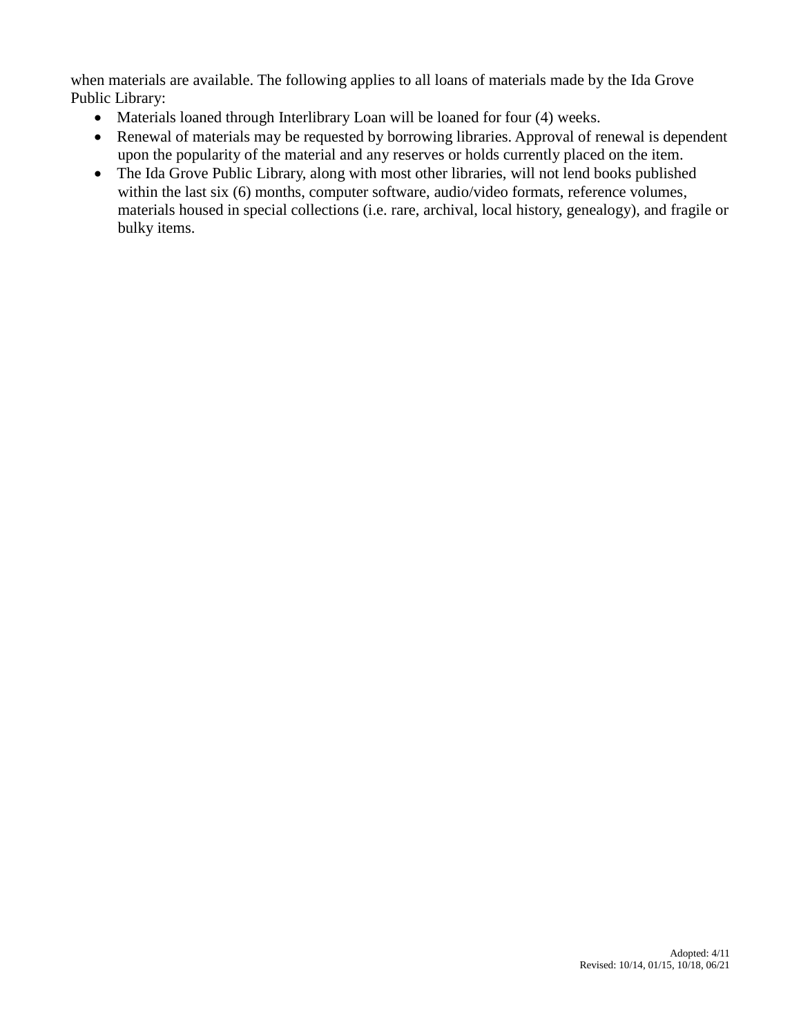when materials are available. The following applies to all loans of materials made by the Ida Grove Public Library:

- Materials loaned through Interlibrary Loan will be loaned for four (4) weeks.
- Renewal of materials may be requested by borrowing libraries. Approval of renewal is dependent upon the popularity of the material and any reserves or holds currently placed on the item.
- The Ida Grove Public Library, along with most other libraries, will not lend books published within the last six (6) months, computer software, audio/video formats, reference volumes, materials housed in special collections (i.e. rare, archival, local history, genealogy), and fragile or bulky items.

Adopted: 4/11
Revised: 10/14, 01/15, 10/18, 06/21